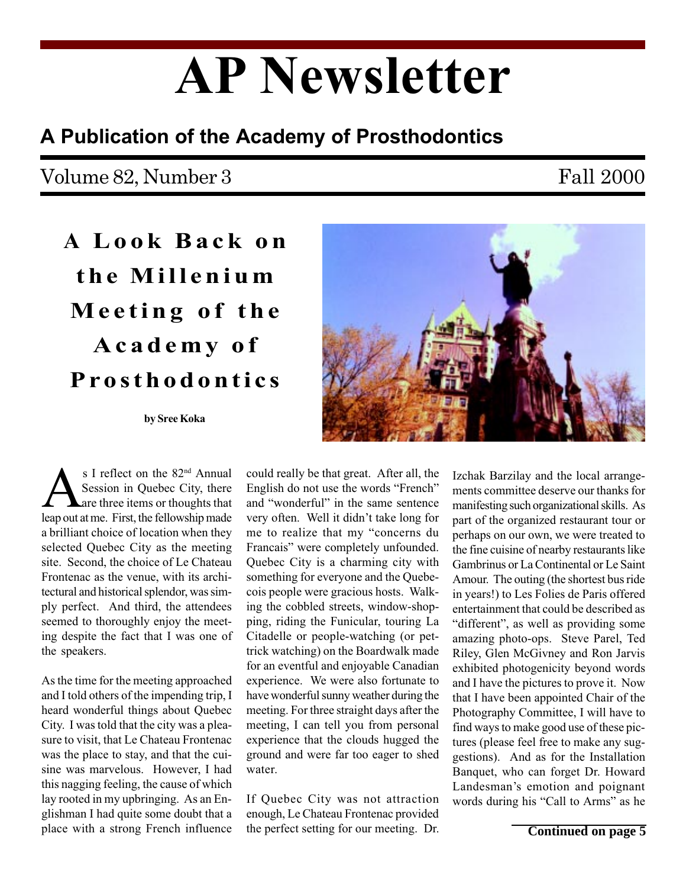# AP Newsletter

## A Publication of the Academy of Prosthodontics

Volume 82, Number 3 — Fall 2000

# A Look Back on the Millenium Meeting of the Academy of Prosthodontics

**by Sree Koka**

As I reflect on the 82nd Annual Session in Quebec City, there are three items or thoughts that leap out at me. First, the fellowship made a brilliant choice of location when they selected Quebec City as the meeting site. Second, the choice of Le Chateau Frontenac as the venue, with its architectural and historical splendor, was simply perfect. And third, the attendees seemed to thoroughly enjoy the meeting despite the fact that I was one of the speakers.

As the time for the meeting approached and I told others of the impending trip, I heard wonderful things about Quebec City. I was told that the city was a pleasure to visit, that Le Chateau Frontenac was the place to stay, and that the cuisine was marvelous. However, I had this nagging feeling, the cause of which lay rooted in my upbringing. As an Englishman I had quite some doubt that a place with a strong French influence could really be that great. After all, the English do not use the words "French" and "wonderful" in the same sentence very often. Well it didn't take long for me to realize that my "concerns du Francais" were completely unfounded. Quebec City is a charming city with something for everyone and the Quebecois people were gracious hosts. Walking the cobbled streets, window-shopping, riding the Funicular, touring La Citadelle or people-watching (or pettrick watching) on the Boardwalk made for an eventful and enjoyable Canadian experience. We were also fortunate to have wonderful sunny weather during the meeting. For three straight days after the meeting, I can tell you from personal experience that the clouds hugged the ground and were far too eager to shed water.

If Quebec City was not attraction enough, Le Chateau Frontenac provided the perfect setting for our meeting. Dr. Izchak Barzilay and the local arrangements committee deserve our thanks for manifesting such organizational skills. As part of the organized restaurant tour or perhaps on our own, we were treated to the fine cuisine of nearby restaurants like Gambrinus or La Continental or Le Saint Amour. The outing (the shortest bus ride in years!) to Les Folies de Paris offered entertainment that could be described as "different", as well as providing some amazing photo-ops. Steve Parel, Ted Riley, Glen McGivney and Ron Jarvis exhibited photogenicity beyond words and I have the pictures to prove it. Now that I have been appointed Chair of the Photography Committee, I will have to find ways to make good use of these pictures (please feel free to make any suggestions). And as for the Installation Banquet, who can forget Dr. Howard Landesman's emotion and poignant words during his "Call to Arms" as he

**Continued on page 5**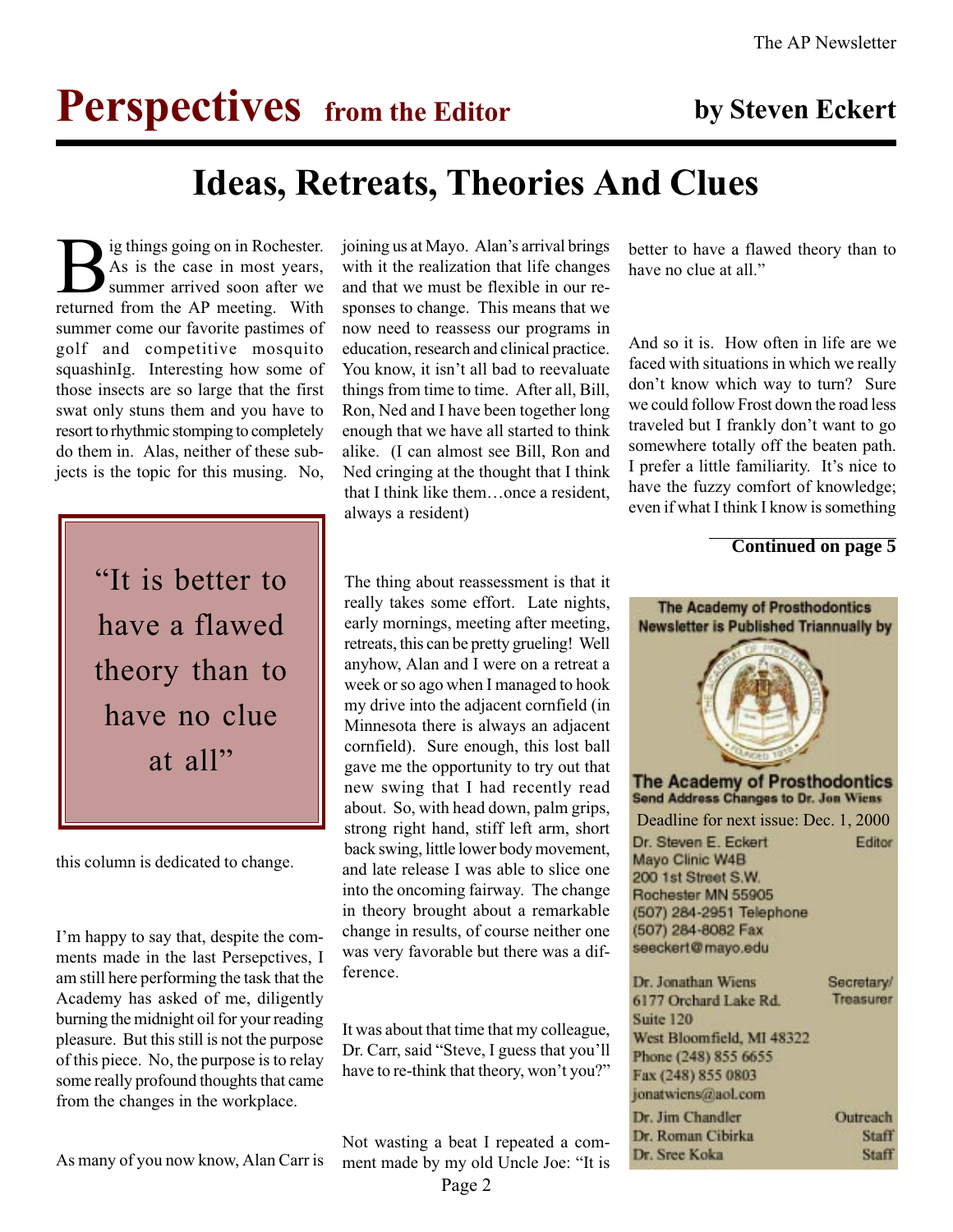# Perspectives from the Editor

**by Steven Eckert**

## Ideas, Retreats, Theories And Clues

Big things going on in Rochester. As is the case in most years, summer arrived soon after we returned from the AP meeting. With summer come our favorite pastimes of golf and competitive mosquito squashinIg. Interesting how some of those insects are so large that the first swat only stuns them and you have to resort to rhythmic stomping to completely do them in. Alas, neither of these subjects is the topic for this musing. No, this column is dedicated to change.

> "It is better to have a flawed theory than to have no clue at all"

I'm happy to say that, despite the comments made in the last Persepctives, I am still here performing the task that the Academy has asked of me, diligently burning the midnight oil for your reading pleasure. But this still is not the purpose of this piece. No, the purpose is to relay some really profound thoughts that came from the changes in the workplace.

As many of you now know, Alan Carr is joining us at Mayo. Alan's arrival brings with it the realization that life changes and that we must be flexible in our responses to change. This means that we now need to reassess our programs in education, research and clinical practice. You know, it isn't all bad to reevaluate things from time to time. After all, Bill, Ron, Ned and I have been together long enough that we have all started to think alike. (I can almost see Bill, Ron and Ned cringing at the thought that I think that I think like them…once a resident, always a resident)

The thing about reassessment is that it really takes some effort. Late nights, early mornings, meeting after meeting, retreats, this can be pretty grueling! Well anyhow, Alan and I were on a retreat a week or so ago when I managed to hook my drive into the adjacent cornfield (in Minnesota there is always an adjacent cornfield). Sure enough, this lost ball gave me the opportunity to try out that new swing that I had recently read about. So, with head down, palm grips, strong right hand, stiff left arm, short back swing, little lower body movement, and late release I was able to slice one into the oncoming fairway. The change in theory brought about a remarkable change in results, of course neither one was very favorable but there was a difference.

It was about that time that my colleague, Dr. Carr, said "Steve, I guess that you'll have to re-think that theory, won't you?"

Not wasting a beat I repeated a comment made by my old Uncle Joe: "It is better to have a flawed theory than to have no clue at all."

And so it is. How often in life are we faced with situations in which we really don't know which way to turn? Sure we could follow Frost down the road less traveled but I frankly don't want to go somewhere totally off the beaten path. I prefer a little familiarity. It's nice to have the fuzzy comfort of knowledge; even if what I think I know is something

**Continued on page 5**

---

**The Academy of Prosthodontics Newsletter is Published Triannually by**

**The Academy of Prosthodontics**
**Send Address Changes to Dr. Jon Wiens**

Deadline for next issue: Dec. 1, 2000

Dr. Steven E. Eckert — Editor
Mayo Clinic W4B
200 1st Street S.W.
Rochester MN 55905
(507) 284-2951 Telephone
(507) 284-8082 Fax
seeckert@mayo.edu

Dr. Jonathan Wiens — Secretary/Treasurer
6177 Orchard Lake Rd.
Suite 120
West Bloomfield, MI 48322
Phone (248) 855 6655
Fax (248) 855 0803
jonatwiens@aol.com

Dr. Jim Chandler — Outreach
Dr. Roman Cibirka — Staff
Dr. Sree Koka — Staff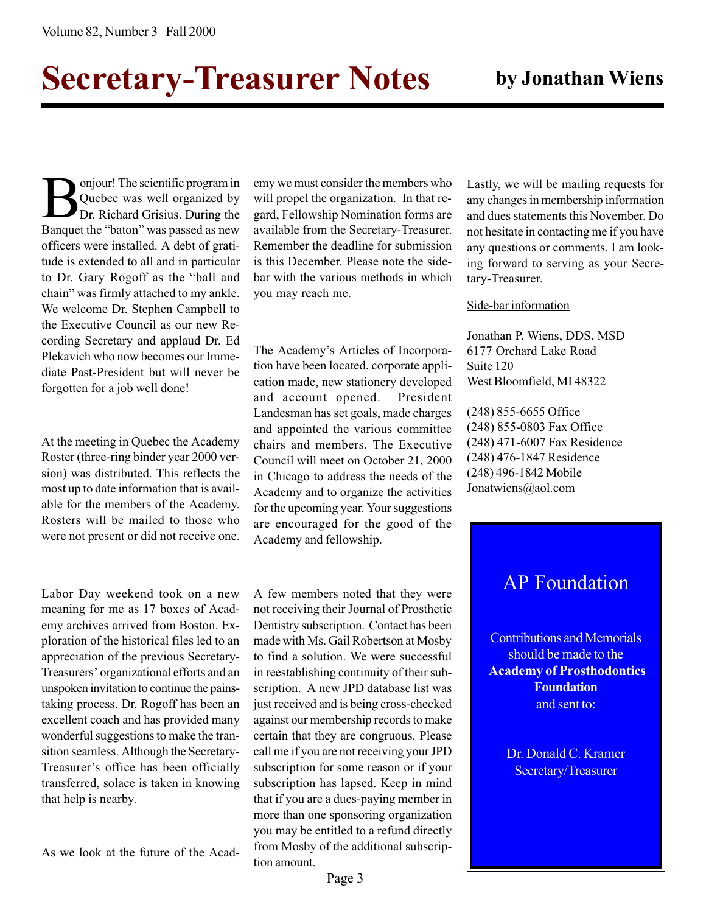# Secretary-Treasurer Notes

**by Jonathan Wiens**

Bonjour! The scientific program in Quebec was well organized by Dr. Richard Grisius. During the Banquet the "baton" was passed as new officers were installed. A debt of gratitude is extended to all and in particular to Dr. Gary Rogoff as the "ball and chain" was firmly attached to my ankle. We welcome Dr. Stephen Campbell to the Executive Council as our new Recording Secretary and applaud Dr. Ed Plekavich who now becomes our Immediate Past-President but will never be forgotten for a job well done!

At the meeting in Quebec the Academy Roster (three-ring binder year 2000 version) was distributed. This reflects the most up to date information that is available for the members of the Academy. Rosters will be mailed to those who were not present or did not receive one.

Labor Day weekend took on a new meaning for me as 17 boxes of Academy archives arrived from Boston. Exploration of the historical files led to an appreciation of the previous Secretary-Treasurers' organizational efforts and an unspoken invitation to continue the painstaking process. Dr. Rogoff has been an excellent coach and has provided many wonderful suggestions to make the transition seamless. Although the Secretary-Treasurer's office has been officially transferred, solace is taken in knowing that help is nearby.

As we look at the future of the Academy we must consider the members who will propel the organization. In that regard, Fellowship Nomination forms are available from the Secretary-Treasurer. Remember the deadline for submission is this December. Please note the sidebar with the various methods in which you may reach me.

The Academy's Articles of Incorporation have been located, corporate application made, new stationery developed and account opened. President Landesman has set goals, made charges and appointed the various committee chairs and members. The Executive Council will meet on October 21, 2000 in Chicago to address the needs of the Academy and to organize the activities for the upcoming year. Your suggestions are encouraged for the good of the Academy and fellowship.

A few members noted that they were not receiving their Journal of Prosthetic Dentistry subscription. Contact has been made with Ms. Gail Robertson at Mosby to find a solution. We were successful in reestablishing continuity of their subscription. A new JPD database list was just received and is being cross-checked against our membership records to make certain that they are congruous. Please call me if you are not receiving your JPD subscription for some reason or if your subscription has lapsed. Keep in mind that if you are a dues-paying member in more than one sponsoring organization you may be entitled to a refund directly from Mosby of the <u>additional</u> subscription amount.

Lastly, we will be mailing requests for any changes in membership information and dues statements this November. Do not hesitate in contacting me if you have any questions or comments. I am looking forward to serving as your Secretary-Treasurer.

<u>Side-bar information</u>

Jonathan P. Wiens, DDS, MSD
6177 Orchard Lake Road
Suite 120
West Bloomfield, MI 48322

(248) 855-6655 Office
(248) 855-0803 Fax Office
(248) 471-6007 Fax Residence
(248) 476-1847 Residence
(248) 496-1842 Mobile
Jonatwiens@aol.com

## AP Foundation

Contributions and Memorials should be made to the **Academy of Prosthodontics Foundation** and sent to:

Dr. Donald C. Kramer
Secretary/Treasurer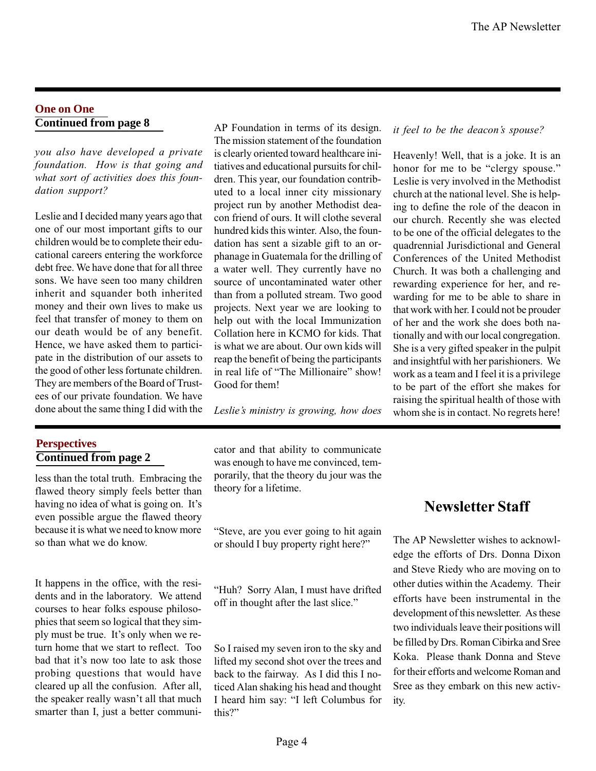## One on One
### Continued from page 8

*you also have developed a private foundation. How is that going and what sort of activities does this foundation support?*

Leslie and I decided many years ago that one of our most important gifts to our children would be to complete their educational careers entering the workforce debt free. We have done that for all three sons. We have seen too many children inherit and squander both inherited money and their own lives to make us feel that transfer of money to them on our death would be of any benefit. Hence, we have asked them to participate in the distribution of our assets to the good of other less fortunate children. They are members of the Board of Trustees of our private foundation. We have done about the same thing I did with the AP Foundation in terms of its design. The mission statement of the foundation is clearly oriented toward healthcare initiatives and educational pursuits for children. This year, our foundation contributed to a local inner city missionary project run by another Methodist deacon friend of ours. It will clothe several hundred kids this winter. Also, the foundation has sent a sizable gift to an orphanage in Guatemala for the drilling of a water well. They currently have no source of uncontaminated water other than from a polluted stream. Two good projects. Next year we are looking to help out with the local Immunization Collation here in KCMO for kids. That is what we are about. Our own kids will reap the benefit of being the participants in real life of "The Millionaire" show! Good for them!

*Leslie's ministry is growing, how does it feel to be the deacon's spouse?*

Heavenly! Well, that is a joke. It is an honor for me to be "clergy spouse." Leslie is very involved in the Methodist church at the national level. She is helping to define the role of the deacon in our church. Recently she was elected to be one of the official delegates to the quadrennial Jurisdictional and General Conferences of the United Methodist Church. It was both a challenging and rewarding experience for her, and rewarding for me to be able to share in that work with her. I could not be prouder of her and the work she does both nationally and with our local congregation. She is a very gifted speaker in the pulpit and insightful with her parishioners. We work as a team and I feel it is a privilege to be part of the effort she makes for raising the spiritual health of those with whom she is in contact. No regrets here!

## Perspectives
### Continued from page 2

less than the total truth. Embracing the flawed theory simply feels better than having no idea of what is going on. It's even possible argue the flawed theory because it is what we need to know more so than what we do know.

It happens in the office, with the residents and in the laboratory. We attend courses to hear folks espouse philosophies that seem so logical that they simply must be true. It's only when we return home that we start to reflect. Too bad that it's now too late to ask those probing questions that would have cleared up all the confusion. After all, the speaker really wasn't all that much smarter than I, just a better communicator and that ability to communicate was enough to have me convinced, temporarily, that the theory du jour was the theory for a lifetime.

"Steve, are you ever going to hit again or should I buy property right here?"

"Huh? Sorry Alan, I must have drifted off in thought after the last slice."

So I raised my seven iron to the sky and lifted my second shot over the trees and back to the fairway. As I did this I noticed Alan shaking his head and thought I heard him say: "I left Columbus for this?"

## Newsletter Staff

The AP Newsletter wishes to acknowledge the efforts of Drs. Donna Dixon and Steve Riedy who are moving on to other duties within the Academy. Their efforts have been instrumental in the development of this newsletter. As these two individuals leave their positions will be filled by Drs. Roman Cibirka and Sree Koka. Please thank Donna and Steve for their efforts and welcome Roman and Sree as they embark on this new activity.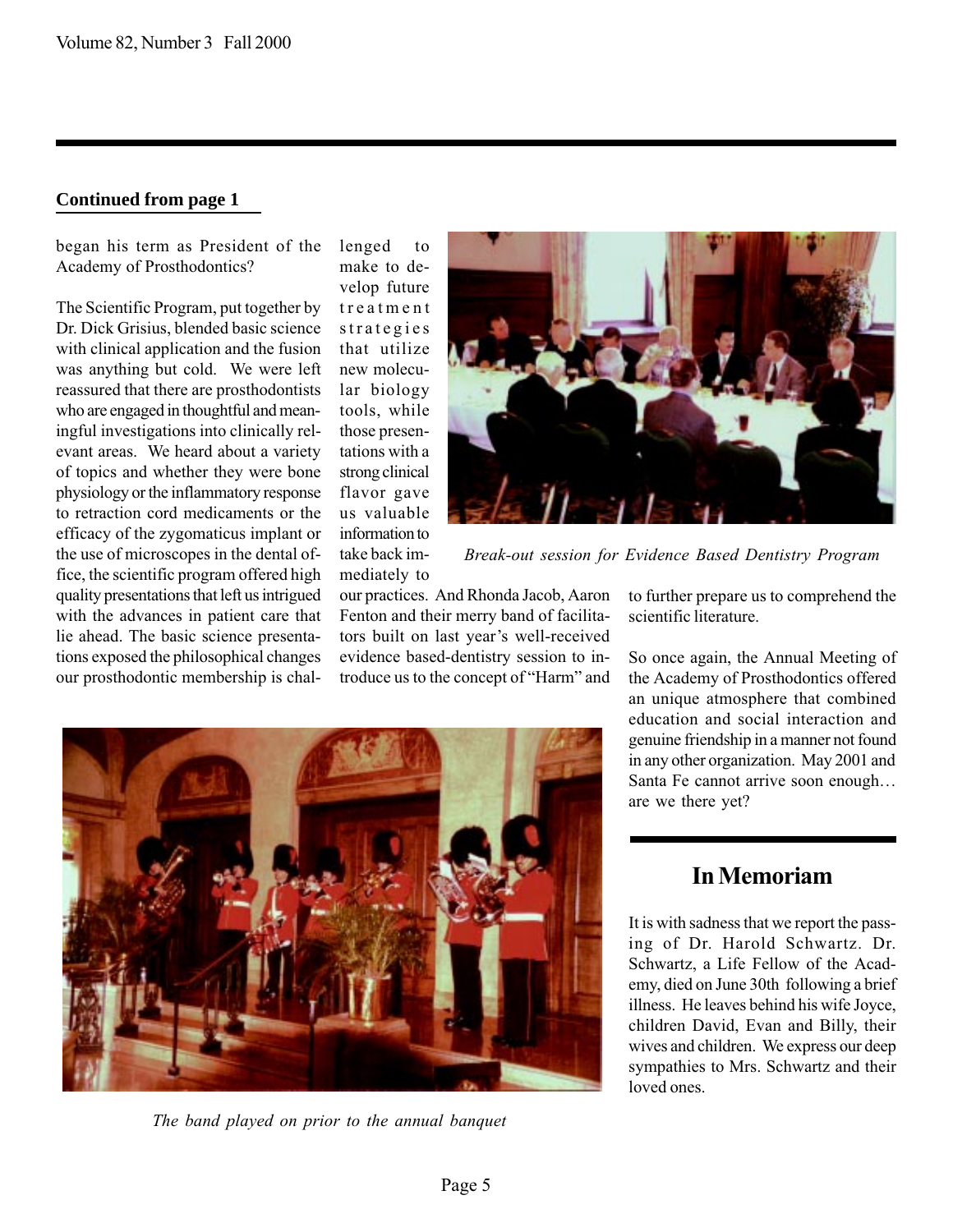**Continued from page 1**

began his term as President of the Academy of Prosthodontics?

The Scientific Program, put together by Dr. Dick Grisius, blended basic science with clinical application and the fusion was anything but cold. We were left reassured that there are prosthodontists who are engaged in thoughtful and meaningful investigations into clinically relevant areas. We heard about a variety of topics and whether they were bone physiology or the inflammatory response to retraction cord medicaments or the efficacy of the zygomaticus implant or the use of microscopes in the dental office, the scientific program offered high quality presentations that left us intrigued with the advances in patient care that lie ahead. The basic science presentations exposed the philosophical changes our prosthodontic membership is challenged to make to develop future treatment strategies that utilize new molecular biology tools, while those presentations with a strong clinical flavor gave us valuable information to take back immediately to our practices. And Rhonda Jacob, Aaron Fenton and their merry band of facilitators built on last year's well-received evidence based-dentistry session to introduce us to the concept of "Harm" and to further prepare us to comprehend the scientific literature.

*Break-out session for Evidence Based Dentistry Program*

So once again, the Annual Meeting of the Academy of Prosthodontics offered an unique atmosphere that combined education and social interaction and genuine friendship in a manner not found in any other organization. May 2001 and Santa Fe cannot arrive soon enough… are we there yet?

*The band played on prior to the annual banquet*

## In Memoriam

It is with sadness that we report the passing of Dr. Harold Schwartz. Dr. Schwartz, a Life Fellow of the Academy, died on June 30th following a brief illness. He leaves behind his wife Joyce, children David, Evan and Billy, their wives and children. We express our deep sympathies to Mrs. Schwartz and their loved ones.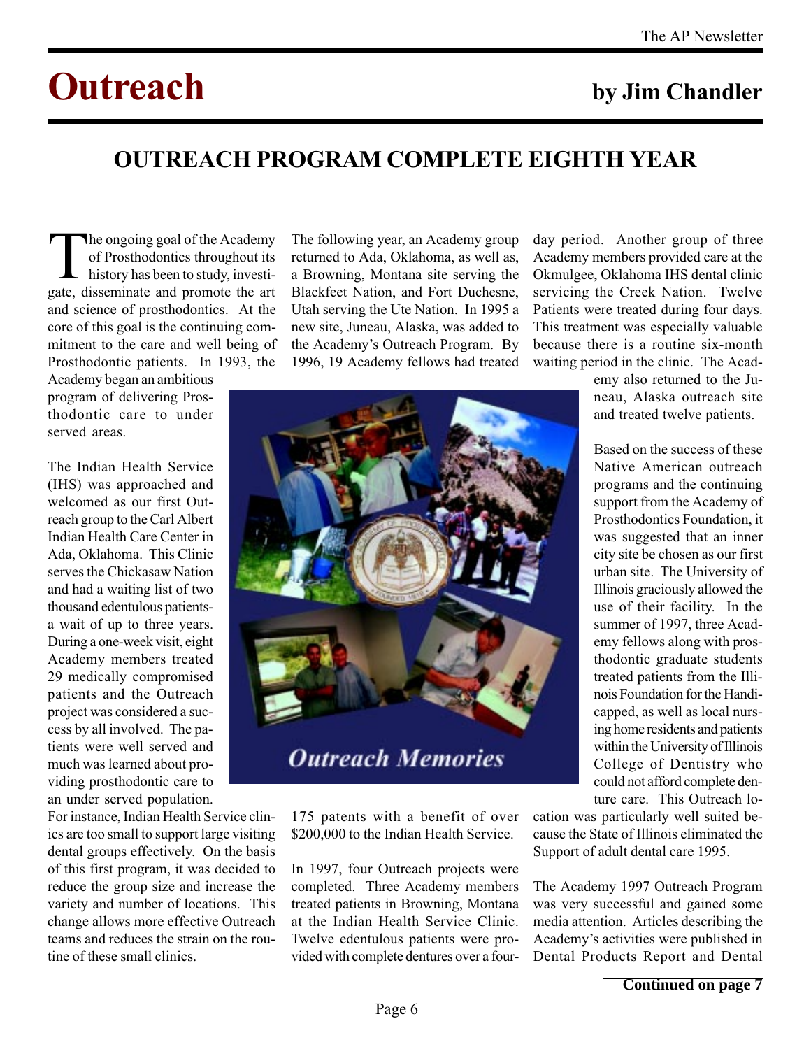# Outreach

**by Jim Chandler**

## OUTREACH PROGRAM COMPLETE EIGHTH YEAR

The ongoing goal of the Academy of Prosthodontics throughout its history has been to study, investigate, disseminate and promote the art and science of prosthodontics. At the core of this goal is the continuing commitment to the care and well being of Prosthodontic patients. In 1993, the Academy began an ambitious program of delivering Prosthodontic care to under served areas.

The Indian Health Service (IHS) was approached and welcomed as our first Outreach group to the Carl Albert Indian Health Care Center in Ada, Oklahoma. This Clinic serves the Chickasaw Nation and had a waiting list of two thousand edentulous patients- a wait of up to three years. During a one-week visit, eight Academy members treated 29 medically compromised patients and the Outreach project was considered a success by all involved. The patients were well served and much was learned about providing prosthodontic care to an under served population. For instance, Indian Health Service clinics are too small to support large visiting dental groups effectively. On the basis of this first program, it was decided to reduce the group size and increase the variety and number of locations. This change allows more effective Outreach teams and reduces the strain on the routine of these small clinics.

The following year, an Academy group returned to Ada, Oklahoma, as well as, a Browning, Montana site serving the Blackfeet Nation, and Fort Duchesne, Utah serving the Ute Nation. In 1995 a new site, Juneau, Alaska, was added to the Academy's Outreach Program. By 1996, 19 Academy fellows had treated 175 patents with a benefit of over $200,000 to the Indian Health Service.

In 1997, four Outreach projects were completed. Three Academy members treated patients in Browning, Montana at the Indian Health Service Clinic. Twelve edentulous patients were provided with complete dentures over a four-day period. Another group of three Academy members provided care at the Okmulgee, Oklahoma IHS dental clinic servicing the Creek Nation. Twelve Patients were treated during four days. This treatment was especially valuable because there is a routine six-month waiting period in the clinic. The Academy also returned to the Juneau, Alaska outreach site and treated twelve patients.

*Outreach Memories*

Based on the success of these Native American outreach programs and the continuing support from the Academy of Prosthodontics Foundation, it was suggested that an inner city site be chosen as our first urban site. The University of Illinois graciously allowed the use of their facility. In the summer of 1997, three Academy fellows along with prosthodontic graduate students treated patients from the Illinois Foundation for the Handicapped, as well as local nursing home residents and patients within the University of Illinois College of Dentistry who could not afford complete denture care. This Outreach location was particularly well suited because the State of Illinois eliminated the Support of adult dental care 1995.

The Academy 1997 Outreach Program was very successful and gained some media attention. Articles describing the Academy's activities were published in Dental Products Report and Dental

**Continued on page 7**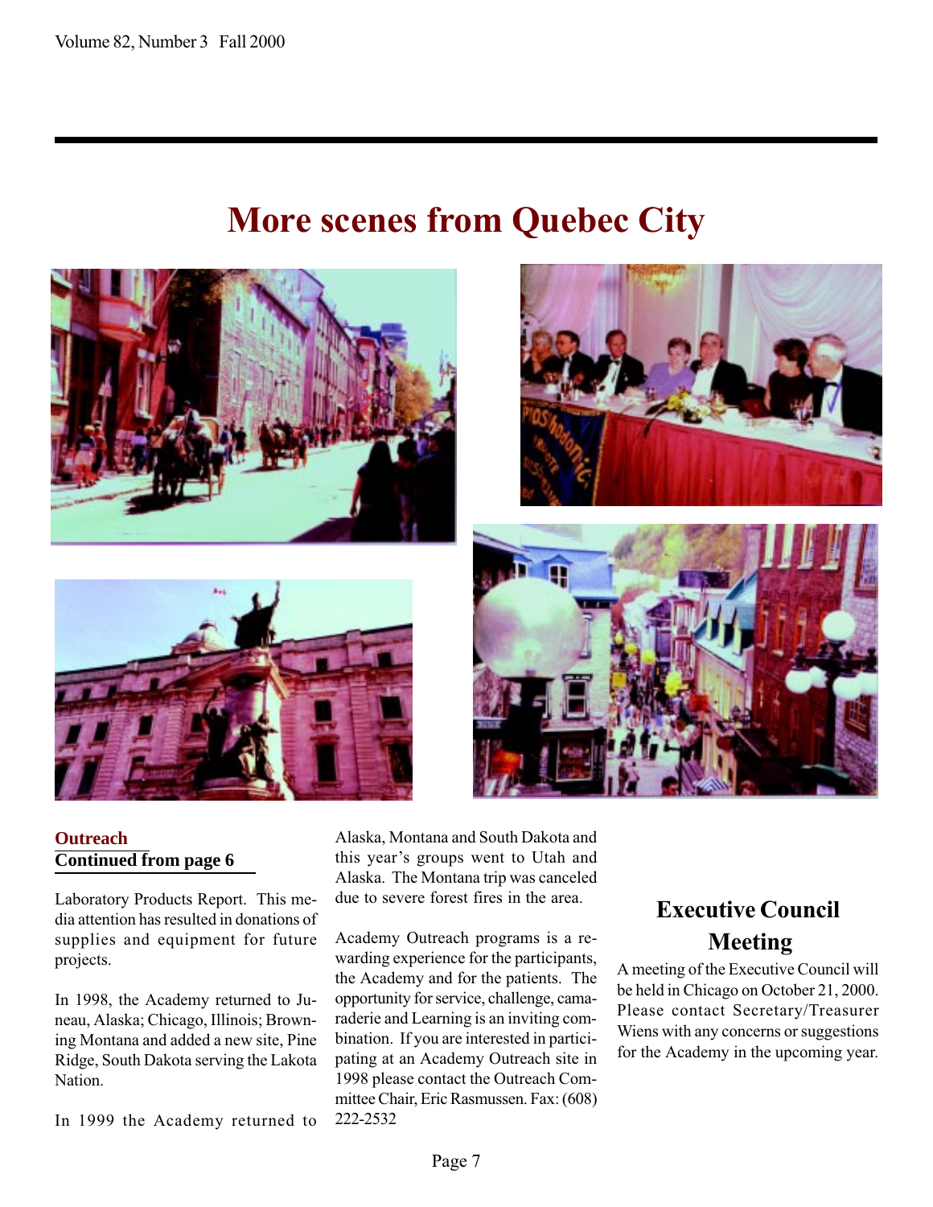# More scenes from Quebec City

**Outreach**
**Continued from page 6**

Laboratory Products Report. This media attention has resulted in donations of supplies and equipment for future projects.

In 1998, the Academy returned to Juneau, Alaska; Chicago, Illinois; Browning Montana and added a new site, Pine Ridge, South Dakota serving the Lakota Nation.

In 1999 the Academy returned to Alaska, Montana and South Dakota and this year's groups went to Utah and Alaska. The Montana trip was canceled due to severe forest fires in the area.

Academy Outreach programs is a rewarding experience for the participants, the Academy and for the patients. The opportunity for service, challenge, camaraderie and Learning is an inviting combination. If you are interested in participating at an Academy Outreach site in 1998 please contact the Outreach Committee Chair, Eric Rasmussen. Fax: (608) 222-2532

## Executive Council Meeting

A meeting of the Executive Council will be held in Chicago on October 21, 2000. Please contact Secretary/Treasurer Wiens with any concerns or suggestions for the Academy in the upcoming year.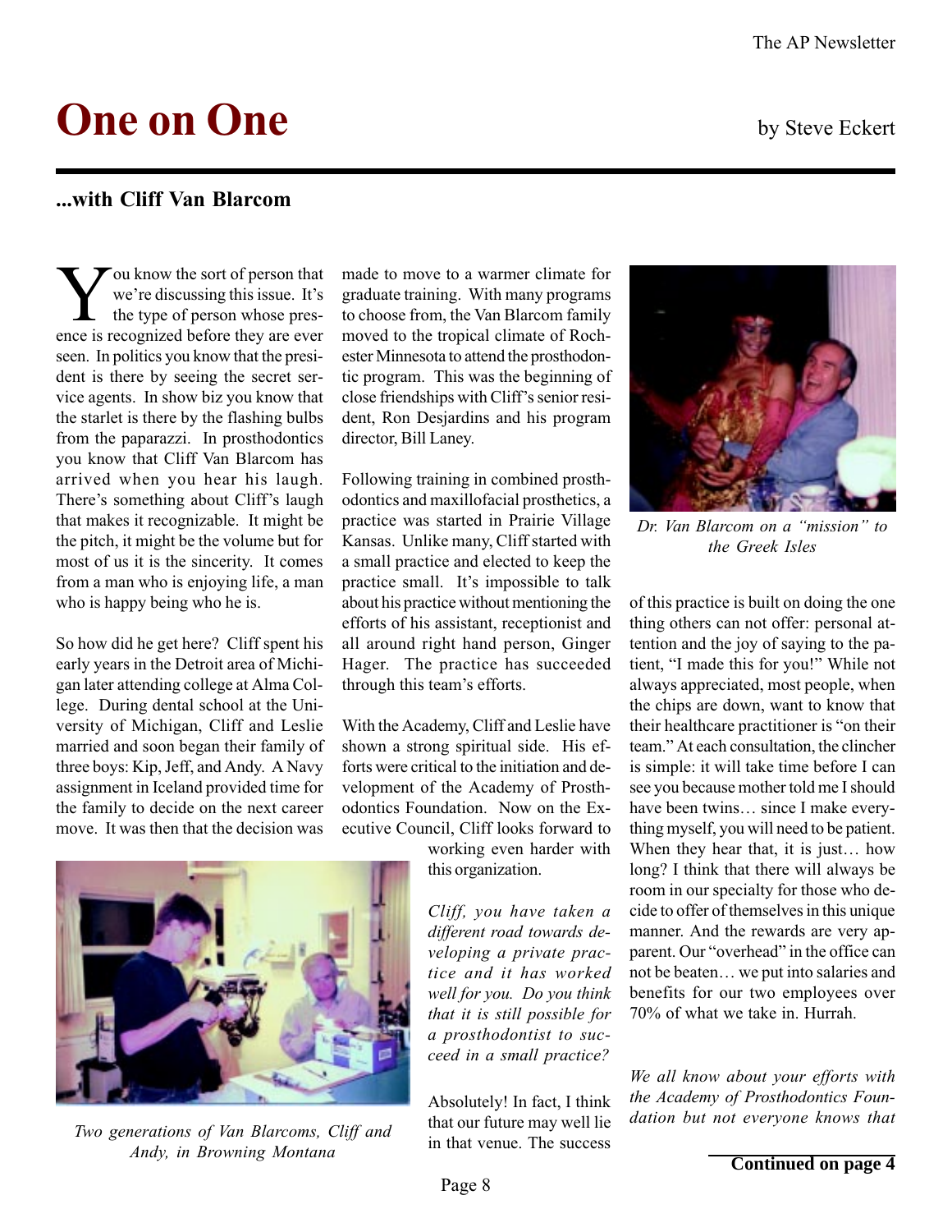# One on One

by Steve Eckert

**...with Cliff Van Blarcom**

You know the sort of person that we're discussing this issue. It's the type of person whose presence is recognized before they are ever seen. In politics you know that the president is there by seeing the secret service agents. In show biz you know that the starlet is there by the flashing bulbs from the paparazzi. In prosthodontics you know that Cliff Van Blarcom has arrived when you hear his laugh. There's something about Cliff's laugh that makes it recognizable. It might be the pitch, it might be the volume but for most of us it is the sincerity. It comes from a man who is enjoying life, a man who is happy being who he is.

So how did he get here? Cliff spent his early years in the Detroit area of Michigan later attending college at Alma College. During dental school at the University of Michigan, Cliff and Leslie married and soon began their family of three boys: Kip, Jeff, and Andy. A Navy assignment in Iceland provided time for the family to decide on the next career move. It was then that the decision was made to move to a warmer climate for graduate training. With many programs to choose from, the Van Blarcom family moved to the tropical climate of Rochester Minnesota to attend the prosthodontic program. This was the beginning of close friendships with Cliff's senior resident, Ron Desjardins and his program director, Bill Laney.

Following training in combined prosthodontics and maxillofacial prosthetics, a practice was started in Prairie Village Kansas. Unlike many, Cliff started with a small practice and elected to keep the practice small. It's impossible to talk about his practice without mentioning the efforts of his assistant, receptionist and all around right hand person, Ginger Hager. The practice has succeeded through this team's efforts.

With the Academy, Cliff and Leslie have shown a strong spiritual side. His efforts were critical to the initiation and development of the Academy of Prosthodontics Foundation. Now on the Executive Council, Cliff looks forward to working even harder with this organization.

*Two generations of Van Blarcoms, Cliff and Andy, in Browning Montana*

*Cliff, you have taken a different road towards developing a private practice and it has worked well for you. Do you think that it is still possible for a prosthodontist to succeed in a small practice?*

Absolutely! In fact, I think that our future may well lie in that venue. The success of this practice is built on doing the one thing others can not offer: personal attention and the joy of saying to the patient, "I made this for you!" While not always appreciated, most people, when the chips are down, want to know that their healthcare practitioner is "on their team." At each consultation, the clincher is simple: it will take time before I can see you because mother told me I should have been twins… since I make everything myself, you will need to be patient. When they hear that, it is just… how long? I think that there will always be room in our specialty for those who decide to offer of themselves in this unique manner. And the rewards are very apparent. Our "overhead" in the office can not be beaten… we put into salaries and benefits for our two employees over 70% of what we take in. Hurrah.

*Dr. Van Blarcom on a "mission" to the Greek Isles*

*We all know about your efforts with the Academy of Prosthodontics Foundation but not everyone knows that*

**Continued on page 4**